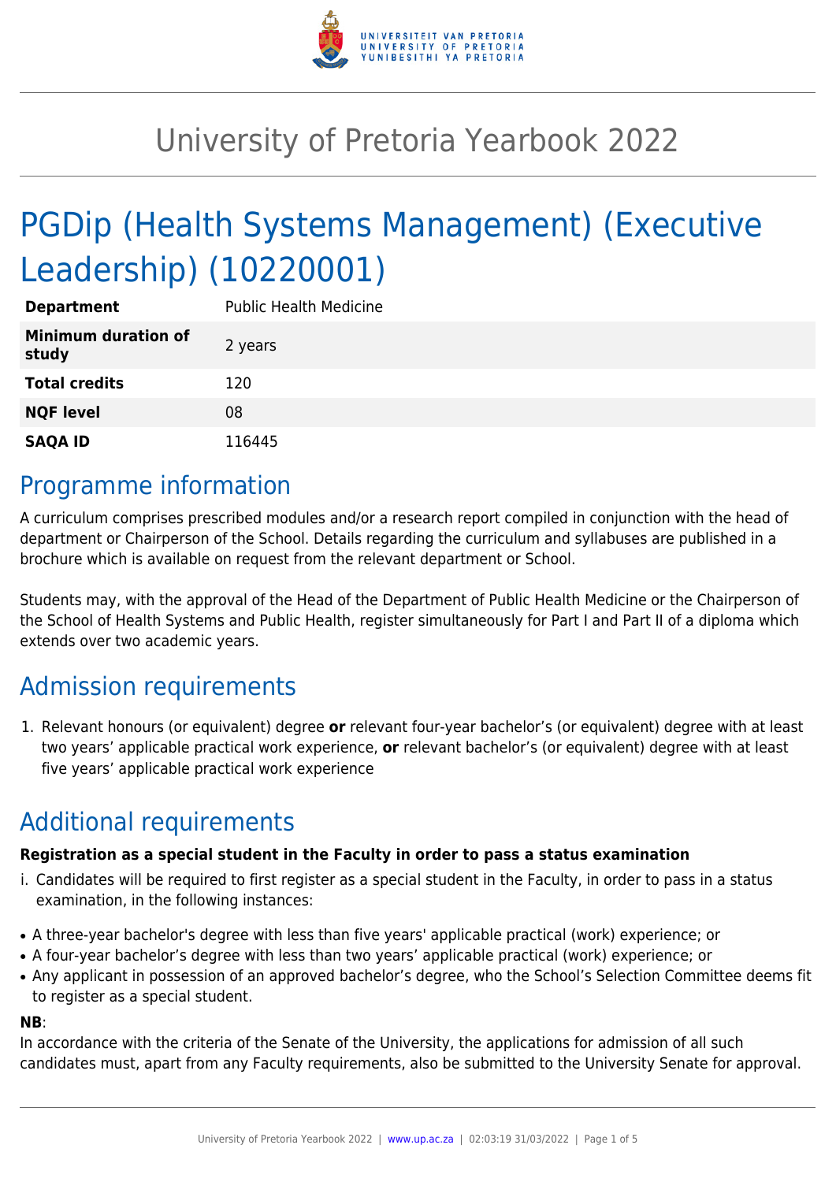# University of Pretoria Yearbook 2022

# PGDip (Health Systems Management) (Executive Leadership) (10220001)

| | |
|---|---|
| **Department** | Public Health Medicine |
| **Minimum duration of study** | 2 years |
| **Total credits** | 120 |
| **NQF level** | 08 |
| **SAQA ID** | 116445 |

## Programme information

A curriculum comprises prescribed modules and/or a research report compiled in conjunction with the head of department or Chairperson of the School. Details regarding the curriculum and syllabuses are published in a brochure which is available on request from the relevant department or School.

Students may, with the approval of the Head of the Department of Public Health Medicine or the Chairperson of the School of Health Systems and Public Health, register simultaneously for Part I and Part II of a diploma which extends over two academic years.

## Admission requirements

1. Relevant honours (or equivalent) degree **or** relevant four-year bachelor's (or equivalent) degree with at least two years' applicable practical work experience, **or** relevant bachelor's (or equivalent) degree with at least five years' applicable practical work experience

## Additional requirements

**Registration as a special student in the Faculty in order to pass a status examination**

i. Candidates will be required to first register as a special student in the Faculty, in order to pass in a status examination, in the following instances:

- A three-year bachelor's degree with less than five years' applicable practical (work) experience; or
- A four-year bachelor's degree with less than two years' applicable practical (work) experience; or
- Any applicant in possession of an approved bachelor's degree, who the School's Selection Committee deems fit to register as a special student.

**NB**:

In accordance with the criteria of the Senate of the University, the applications for admission of all such candidates must, apart from any Faculty requirements, also be submitted to the University Senate for approval.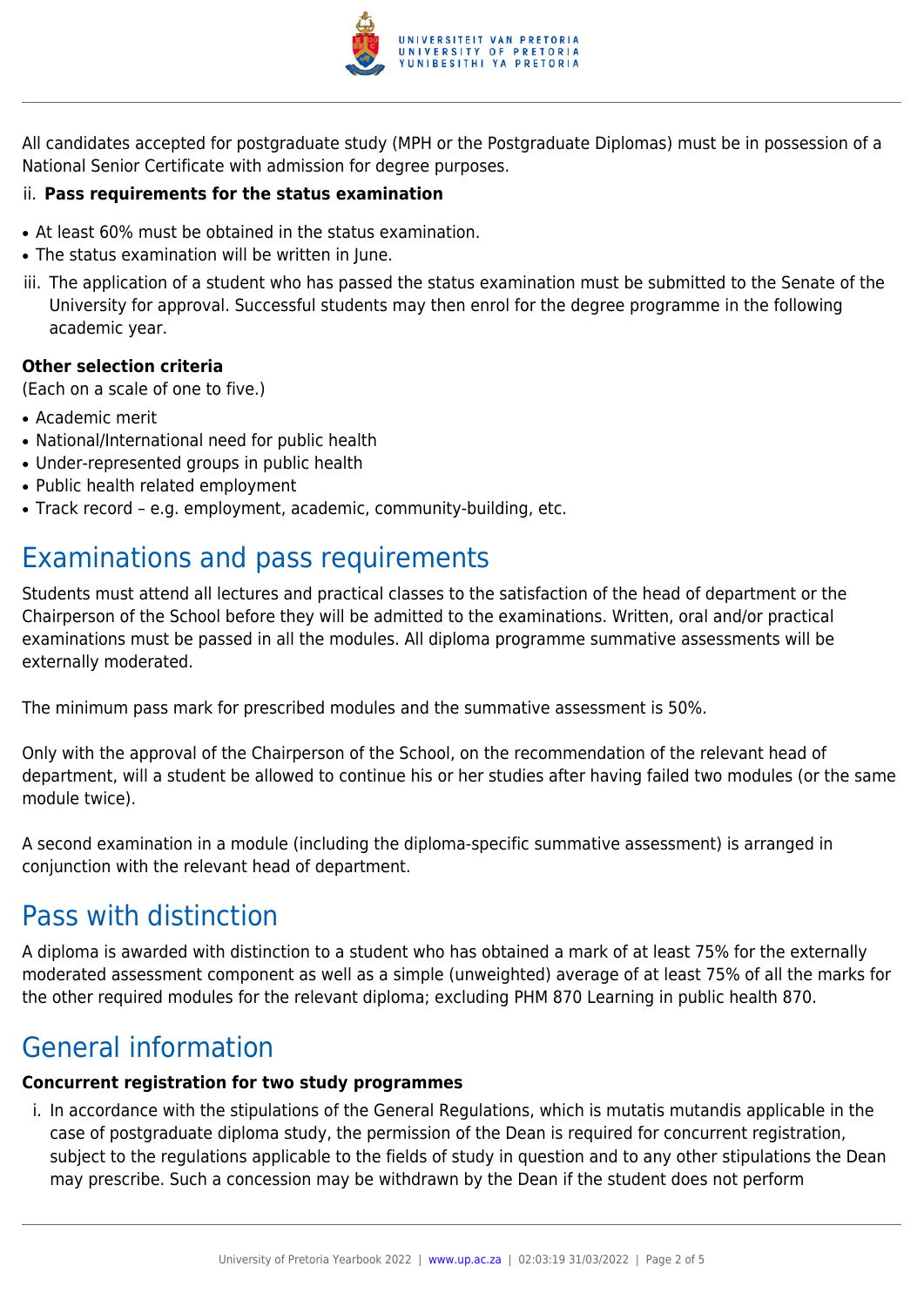All candidates accepted for postgraduate study (MPH or the Postgraduate Diplomas) must be in possession of a National Senior Certificate with admission for degree purposes.

ii. **Pass requirements for the status examination**

- At least 60% must be obtained in the status examination.
- The status examination will be written in June.

iii. The application of a student who has passed the status examination must be submitted to the Senate of the University for approval. Successful students may then enrol for the degree programme in the following academic year.

**Other selection criteria**
(Each on a scale of one to five.)

- Academic merit
- National/International need for public health
- Under-represented groups in public health
- Public health related employment
- Track record – e.g. employment, academic, community-building, etc.

# Examinations and pass requirements

Students must attend all lectures and practical classes to the satisfaction of the head of department or the Chairperson of the School before they will be admitted to the examinations. Written, oral and/or practical examinations must be passed in all the modules. All diploma programme summative assessments will be externally moderated.

The minimum pass mark for prescribed modules and the summative assessment is 50%.

Only with the approval of the Chairperson of the School, on the recommendation of the relevant head of department, will a student be allowed to continue his or her studies after having failed two modules (or the same module twice).

A second examination in a module (including the diploma-specific summative assessment) is arranged in conjunction with the relevant head of department.

# Pass with distinction

A diploma is awarded with distinction to a student who has obtained a mark of at least 75% for the externally moderated assessment component as well as a simple (unweighted) average of at least 75% of all the marks for the other required modules for the relevant diploma; excluding PHM 870 Learning in public health 870.

# General information

**Concurrent registration for two study programmes**

i. In accordance with the stipulations of the General Regulations, which is mutatis mutandis applicable in the case of postgraduate diploma study, the permission of the Dean is required for concurrent registration, subject to the regulations applicable to the fields of study in question and to any other stipulations the Dean may prescribe. Such a concession may be withdrawn by the Dean if the student does not perform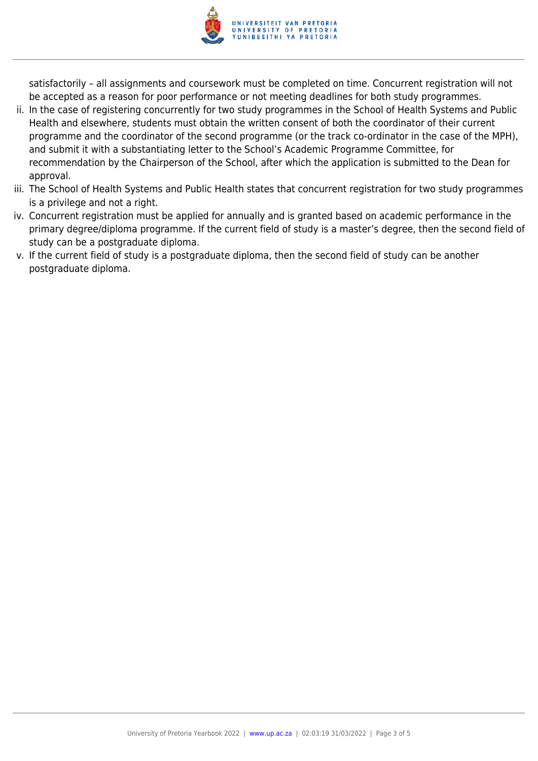satisfactorily – all assignments and coursework must be completed on time. Concurrent registration will not be accepted as a reason for poor performance or not meeting deadlines for both study programmes.

ii. In the case of registering concurrently for two study programmes in the School of Health Systems and Public Health and elsewhere, students must obtain the written consent of both the coordinator of their current programme and the coordinator of the second programme (or the track co-ordinator in the case of the MPH), and submit it with a substantiating letter to the School's Academic Programme Committee, for recommendation by the Chairperson of the School, after which the application is submitted to the Dean for approval.

iii. The School of Health Systems and Public Health states that concurrent registration for two study programmes is a privilege and not a right.

iv. Concurrent registration must be applied for annually and is granted based on academic performance in the primary degree/diploma programme. If the current field of study is a master's degree, then the second field of study can be a postgraduate diploma.

v. If the current field of study is a postgraduate diploma, then the second field of study can be another postgraduate diploma.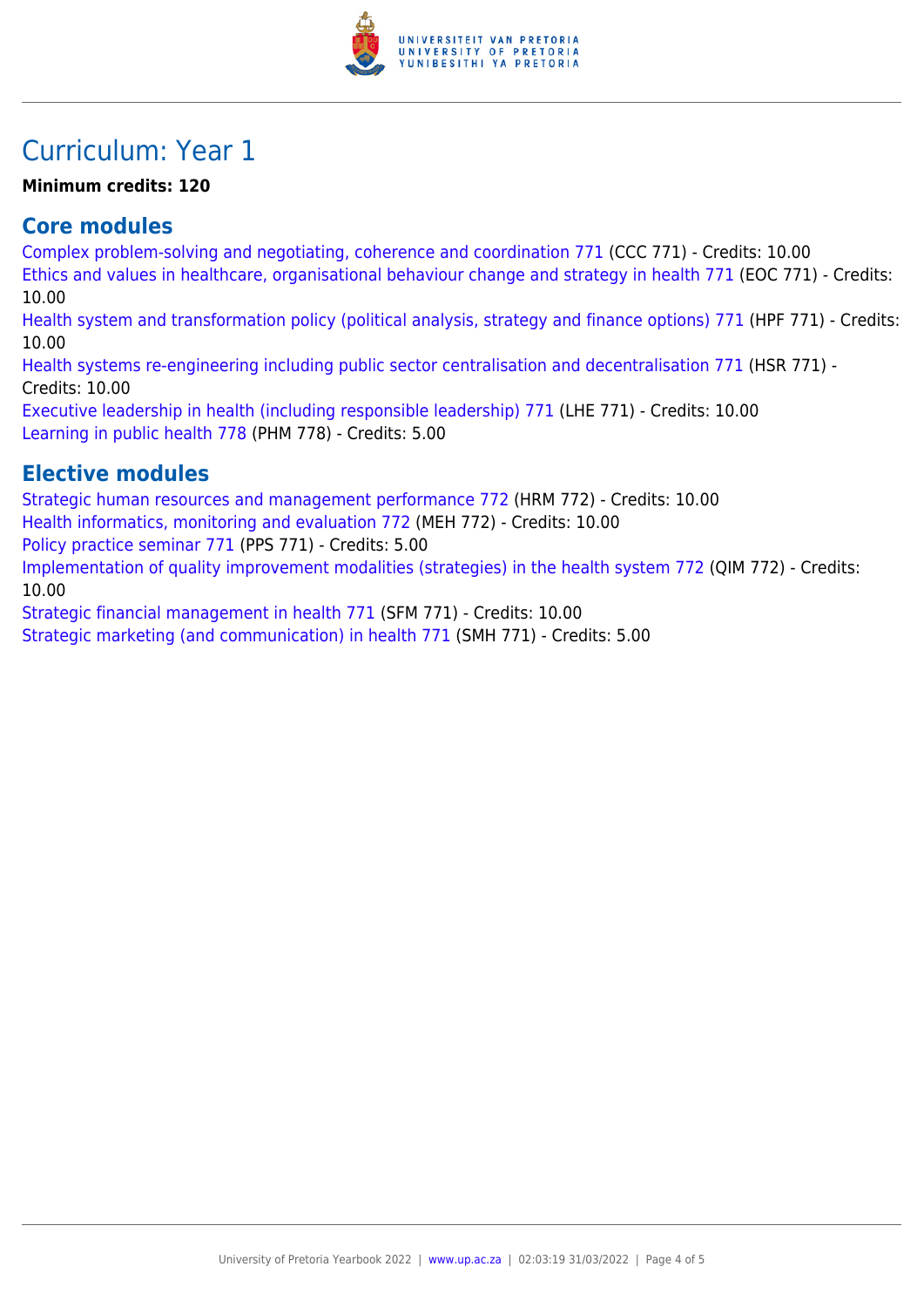# Curriculum: Year 1

**Minimum credits: 120**

## Core modules

Complex problem-solving and negotiating, coherence and coordination 771 (CCC 771) - Credits: 10.00
Ethics and values in healthcare, organisational behaviour change and strategy in health 771 (EOC 771) - Credits: 10.00
Health system and transformation policy (political analysis, strategy and finance options) 771 (HPF 771) - Credits: 10.00
Health systems re-engineering including public sector centralisation and decentralisation 771 (HSR 771) - Credits: 10.00
Executive leadership in health (including responsible leadership) 771 (LHE 771) - Credits: 10.00
Learning in public health 778 (PHM 778) - Credits: 5.00

## Elective modules

Strategic human resources and management performance 772 (HRM 772) - Credits: 10.00
Health informatics, monitoring and evaluation 772 (MEH 772) - Credits: 10.00
Policy practice seminar 771 (PPS 771) - Credits: 5.00
Implementation of quality improvement modalities (strategies) in the health system 772 (QIM 772) - Credits: 10.00
Strategic financial management in health 771 (SFM 771) - Credits: 10.00
Strategic marketing (and communication) in health 771 (SMH 771) - Credits: 5.00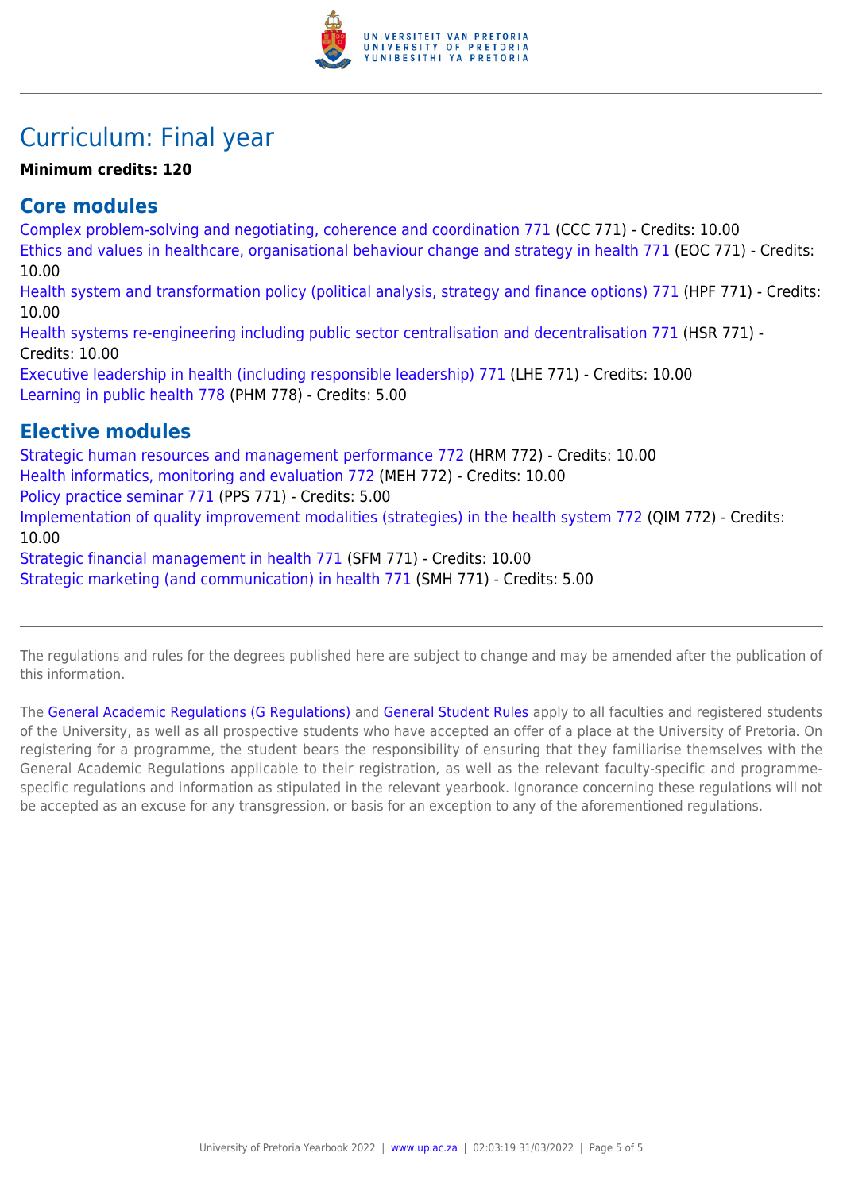# Curriculum: Final year

**Minimum credits: 120**

## Core modules

Complex problem-solving and negotiating, coherence and coordination 771 (CCC 771) - Credits: 10.00
Ethics and values in healthcare, organisational behaviour change and strategy in health 771 (EOC 771) - Credits: 10.00
Health system and transformation policy (political analysis, strategy and finance options) 771 (HPF 771) - Credits: 10.00
Health systems re-engineering including public sector centralisation and decentralisation 771 (HSR 771) - Credits: 10.00
Executive leadership in health (including responsible leadership) 771 (LHE 771) - Credits: 10.00
Learning in public health 778 (PHM 778) - Credits: 5.00

## Elective modules

Strategic human resources and management performance 772 (HRM 772) - Credits: 10.00
Health informatics, monitoring and evaluation 772 (MEH 772) - Credits: 10.00
Policy practice seminar 771 (PPS 771) - Credits: 5.00
Implementation of quality improvement modalities (strategies) in the health system 772 (QIM 772) - Credits: 10.00
Strategic financial management in health 771 (SFM 771) - Credits: 10.00
Strategic marketing (and communication) in health 771 (SMH 771) - Credits: 5.00

---

The regulations and rules for the degrees published here are subject to change and may be amended after the publication of this information.

The General Academic Regulations (G Regulations) and General Student Rules apply to all faculties and registered students of the University, as well as all prospective students who have accepted an offer of a place at the University of Pretoria. On registering for a programme, the student bears the responsibility of ensuring that they familiarise themselves with the General Academic Regulations applicable to their registration, as well as the relevant faculty-specific and programme-specific regulations and information as stipulated in the relevant yearbook. Ignorance concerning these regulations will not be accepted as an excuse for any transgression, or basis for an exception to any of the aforementioned regulations.